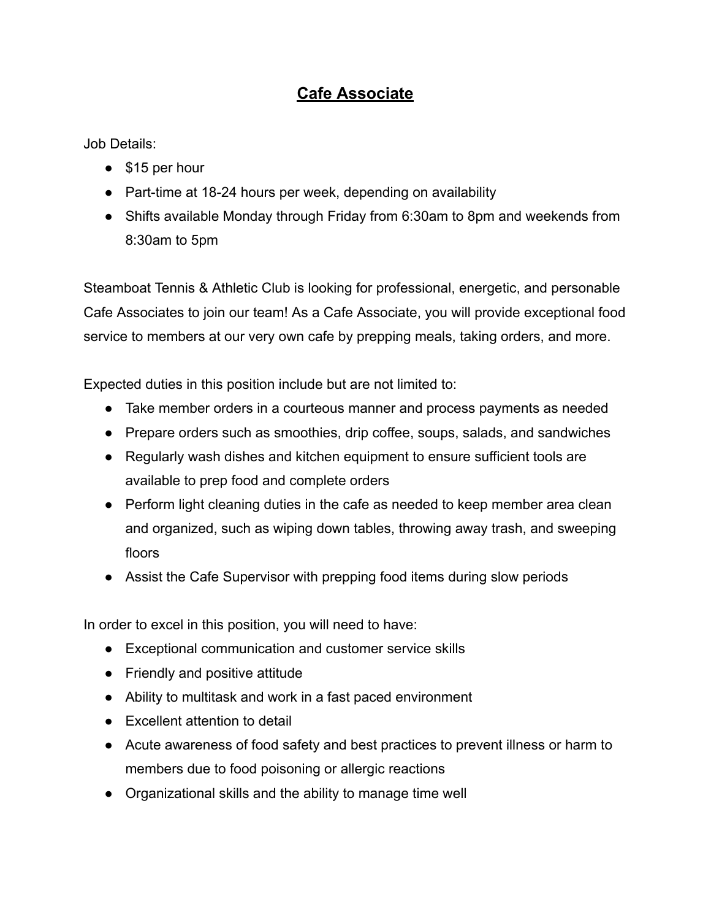# **Cafe Associate**

Job Details:

- $15 per hour
- Part-time at 18-24 hours per week, depending on availability
- Shifts available Monday through Friday from 6:30am to 8pm and weekends from 8:30am to 5pm

Steamboat Tennis & Athletic Club is looking for professional, energetic, and personable Cafe Associates to join our team! As a Cafe Associate, you will provide exceptional food service to members at our very own cafe by prepping meals, taking orders, and more.

Expected duties in this position include but are not limited to:

- Take member orders in a courteous manner and process payments as needed
- Prepare orders such as smoothies, drip coffee, soups, salads, and sandwiches
- Regularly wash dishes and kitchen equipment to ensure sufficient tools are available to prep food and complete orders
- Perform light cleaning duties in the cafe as needed to keep member area clean and organized, such as wiping down tables, throwing away trash, and sweeping floors
- Assist the Cafe Supervisor with prepping food items during slow periods

In order to excel in this position, you will need to have:

- Exceptional communication and customer service skills
- Friendly and positive attitude
- Ability to multitask and work in a fast paced environment
- Excellent attention to detail
- Acute awareness of food safety and best practices to prevent illness or harm to members due to food poisoning or allergic reactions
- Organizational skills and the ability to manage time well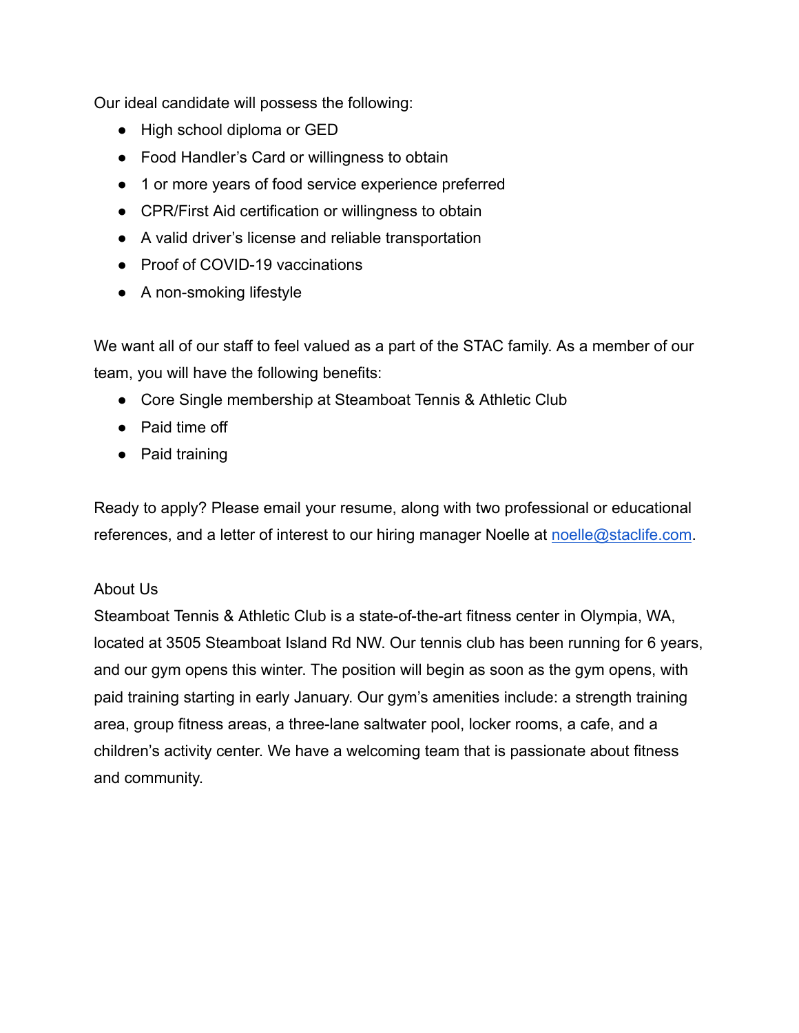Our ideal candidate will possess the following:

- High school diploma or GED
- Food Handler's Card or willingness to obtain
- 1 or more years of food service experience preferred
- CPR/First Aid certification or willingness to obtain
- A valid driver's license and reliable transportation
- Proof of COVID-19 vaccinations
- A non-smoking lifestyle

We want all of our staff to feel valued as a part of the STAC family. As a member of our team, you will have the following benefits:

- Core Single membership at Steamboat Tennis & Athletic Club
- Paid time off
- Paid training

Ready to apply? Please email your resume, along with two professional or educational references, and a letter of interest to our hiring manager Noelle at [noelle@staclife.com](mailto:noelle@staclife.com).

About Us

Steamboat Tennis & Athletic Club is a state-of-the-art fitness center in Olympia, WA, located at 3505 Steamboat Island Rd NW. Our tennis club has been running for 6 years, and our gym opens this winter. The position will begin as soon as the gym opens, with paid training starting in early January. Our gym's amenities include: a strength training area, group fitness areas, a three-lane saltwater pool, locker rooms, a cafe, and a children's activity center. We have a welcoming team that is passionate about fitness and community.